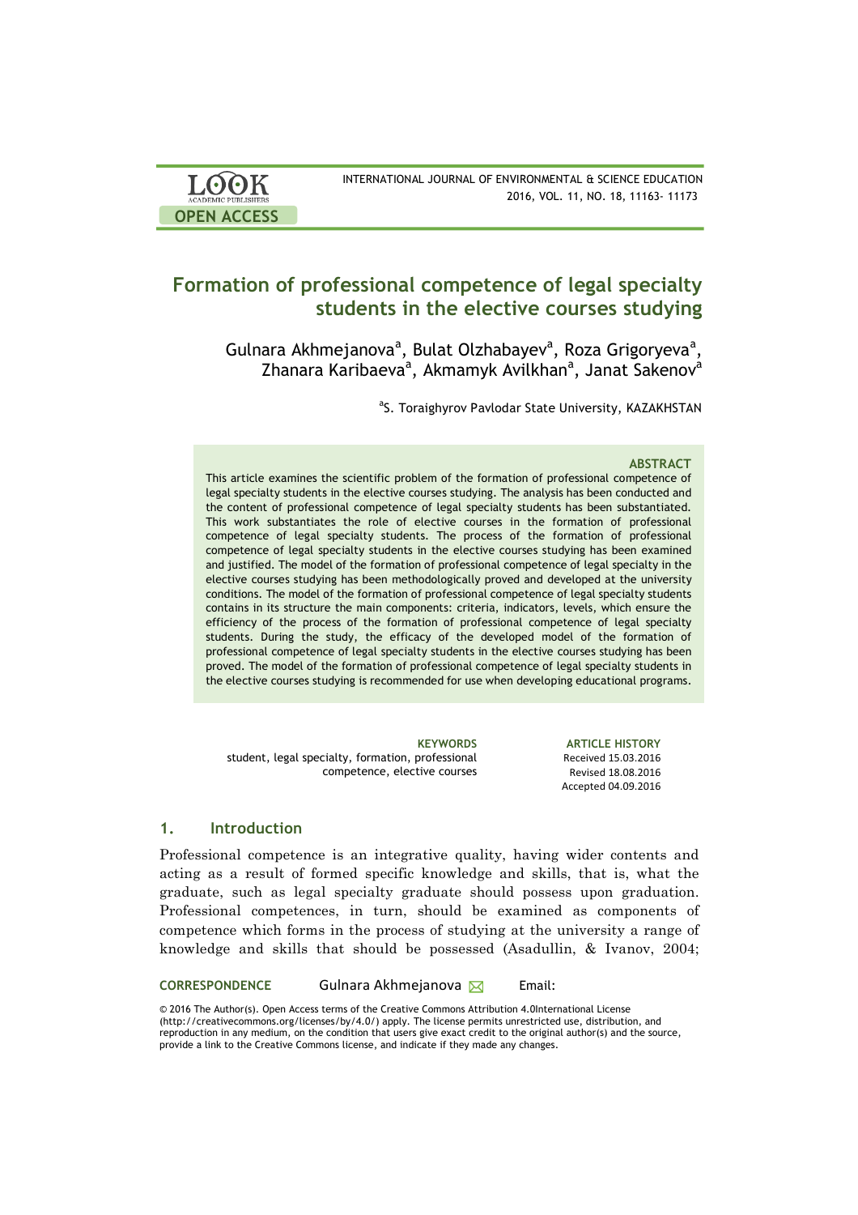# Formation of professional competence of legal specialty students in the elective courses studying

Gulnara Akhmejanova[a], Bulat Olzhabayev[a], Roza Grigoryeva[a], Zhanara Karibaeva[a], Akmamyk Avilkhan[a], Janat Sakenov[a]

[a]S. Toraighyrov Pavlodar State University, KAZAKHSTAN

### ABSTRACT

This article examines the scientific problem of the formation of professional competence of legal specialty students in the elective courses studying. The analysis has been conducted and the content of professional competence of legal specialty students has been substantiated. This work substantiates the role of elective courses in the formation of professional competence of legal specialty students. The process of the formation of professional competence of legal specialty students in the elective courses studying has been examined and justified. The model of the formation of professional competence of legal specialty in the elective courses studying has been methodologically proved and developed at the university conditions. The model of the formation of professional competence of legal specialty students contains in its structure the main components: criteria, indicators, levels, which ensure the efficiency of the process of the formation of professional competence of legal specialty students. During the study, the efficacy of the developed model of the formation of professional competence of legal specialty students in the elective courses studying has been proved. The model of the formation of professional competence of legal specialty students in the elective courses studying is recommended for use when developing educational programs.

**KEYWORDS**
student, legal specialty, formation, professional competence, elective courses

**ARTICLE HISTORY**
Received 15.03.2016
Revised 18.08.2016
Accepted 04.09.2016

## 1. Introduction

Professional competence is an integrative quality, having wider contents and acting as a result of formed specific knowledge and skills, that is, what the graduate, such as legal specialty graduate should possess upon graduation. Professional competences, in turn, should be examined as components of competence which forms in the process of studying at the university a range of knowledge and skills that should be possessed (Asadullin, & Ivanov, 2004;

**CORRESPONDENCE** Gulnara Akhmejanova Email:

© 2016 The Author(s). Open Access terms of the Creative Commons Attribution 4.0International License (http://creativecommons.org/licenses/by/4.0/) apply. The license permits unrestricted use, distribution, and reproduction in any medium, on the condition that users give exact credit to the original author(s) and the source, provide a link to the Creative Commons license, and indicate if they made any changes.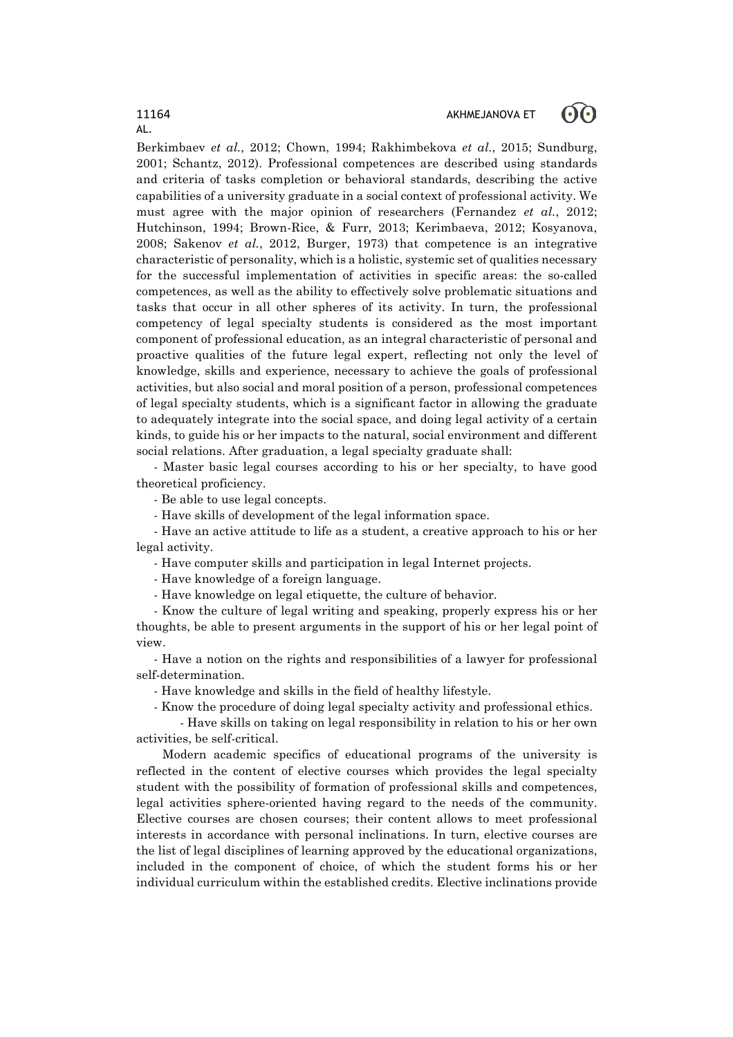Berkimbaev *et al.*, 2012; Chown, 1994; Rakhimbekova *et al.*, 2015; Sundburg, 2001; Schantz, 2012). Professional competences are described using standards and criteria of tasks completion or behavioral standards, describing the active capabilities of a university graduate in a social context of professional activity. We must agree with the major opinion of researchers (Fernandez *et al.*, 2012; Hutchinson, 1994; Brown-Rice, & Furr, 2013; Kerimbaeva, 2012; Kosyanova, 2008; Sakenov *et al.*, 2012, Burger, 1973) that competence is an integrative characteristic of personality, which is a holistic, systemic set of qualities necessary for the successful implementation of activities in specific areas: the so-called competences, as well as the ability to effectively solve problematic situations and tasks that occur in all other spheres of its activity. In turn, the professional competency of legal specialty students is considered as the most important component of professional education, as an integral characteristic of personal and proactive qualities of the future legal expert, reflecting not only the level of knowledge, skills and experience, necessary to achieve the goals of professional activities, but also social and moral position of a person, professional competences of legal specialty students, which is a significant factor in allowing the graduate to adequately integrate into the social space, and doing legal activity of a certain kinds, to guide his or her impacts to the natural, social environment and different social relations. After graduation, a legal specialty graduate shall:

- Master basic legal courses according to his or her specialty, to have good theoretical proficiency.
- Be able to use legal concepts.
- Have skills of development of the legal information space.
- Have an active attitude to life as a student, a creative approach to his or her legal activity.
- Have computer skills and participation in legal Internet projects.
- Have knowledge of a foreign language.
- Have knowledge on legal etiquette, the culture of behavior.
- Know the culture of legal writing and speaking, properly express his or her thoughts, be able to present arguments in the support of his or her legal point of view.
- Have a notion on the rights and responsibilities of a lawyer for professional self-determination.
- Have knowledge and skills in the field of healthy lifestyle.
- Know the procedure of doing legal specialty activity and professional ethics.
- Have skills on taking on legal responsibility in relation to his or her own activities, be self-critical.

Modern academic specifics of educational programs of the university is reflected in the content of elective courses which provides the legal specialty student with the possibility of formation of professional skills and competences, legal activities sphere-oriented having regard to the needs of the community. Elective courses are chosen courses; their content allows to meet professional interests in accordance with personal inclinations. In turn, elective courses are the list of legal disciplines of learning approved by the educational organizations, included in the component of choice, of which the student forms his or her individual curriculum within the established credits. Elective inclinations provide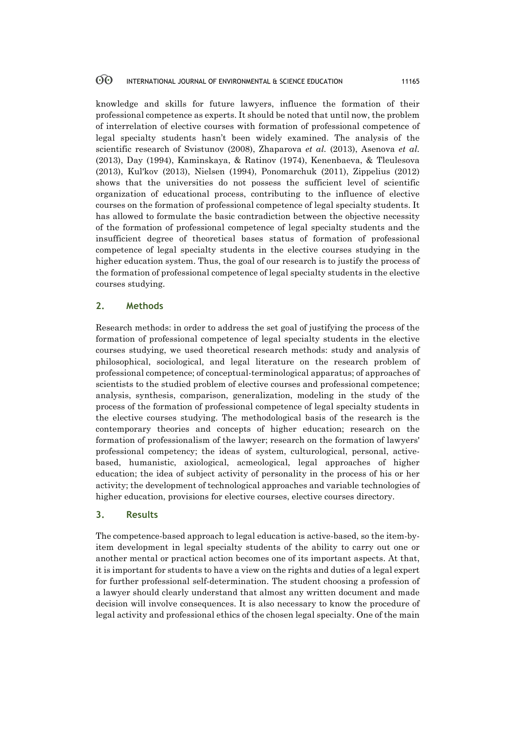knowledge and skills for future lawyers, influence the formation of their professional competence as experts. It should be noted that until now, the problem of interrelation of elective courses with formation of professional competence of legal specialty students hasn't been widely examined. The analysis of the scientific research of Svistunov (2008), Zhaparova *et al.* (2013), Asenova *et al.* (2013), Day (1994), Kaminskaya, & Ratinov (1974), Kenenbaeva, & Tleulesova (2013), Kul'kov (2013), Nielsen (1994), Ponomarchuk (2011), Zippelius (2012) shows that the universities do not possess the sufficient level of scientific organization of educational process, contributing to the influence of elective courses on the formation of professional competence of legal specialty students. It has allowed to formulate the basic contradiction between the objective necessity of the formation of professional competence of legal specialty students and the insufficient degree of theoretical bases status of formation of professional competence of legal specialty students in the elective courses studying in the higher education system. Thus, the goal of our research is to justify the process of the formation of professional competence of legal specialty students in the elective courses studying.

## 2. Methods

Research methods: in order to address the set goal of justifying the process of the formation of professional competence of legal specialty students in the elective courses studying, we used theoretical research methods: study and analysis of philosophical, sociological, and legal literature on the research problem of professional competence; of conceptual-terminological apparatus; of approaches of scientists to the studied problem of elective courses and professional competence; analysis, synthesis, comparison, generalization, modeling in the study of the process of the formation of professional competence of legal specialty students in the elective courses studying. The methodological basis of the research is the contemporary theories and concepts of higher education; research on the formation of professionalism of the lawyer; research on the formation of lawyers' professional competency; the ideas of system, culturological, personal, active-based, humanistic, axiological, acmeological, legal approaches of higher education; the idea of subject activity of personality in the process of his or her activity; the development of technological approaches and variable technologies of higher education, provisions for elective courses, elective courses directory.

## 3. Results

The competence-based approach to legal education is active-based, so the item-by-item development in legal specialty students of the ability to carry out one or another mental or practical action becomes one of its important aspects. At that, it is important for students to have a view on the rights and duties of a legal expert for further professional self-determination. The student choosing a profession of a lawyer should clearly understand that almost any written document and made decision will involve consequences. It is also necessary to know the procedure of legal activity and professional ethics of the chosen legal specialty. One of the main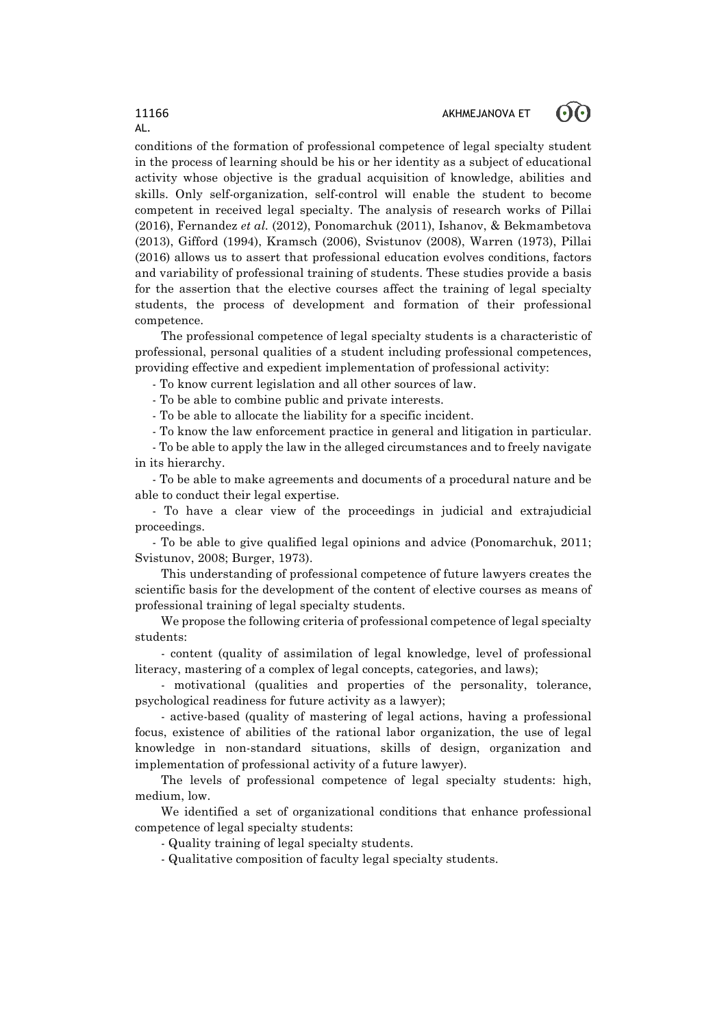conditions of the formation of professional competence of legal specialty student in the process of learning should be his or her identity as a subject of educational activity whose objective is the gradual acquisition of knowledge, abilities and skills. Only self-organization, self-control will enable the student to become competent in received legal specialty. The analysis of research works of Pillai (2016), Fernandez *et al.* (2012), Ponomarchuk (2011), Ishanov, & Bekmambetova (2013), Gifford (1994), Kramsch (2006), Svistunov (2008), Warren (1973), Pillai (2016) allows us to assert that professional education evolves conditions, factors and variability of professional training of students. These studies provide a basis for the assertion that the elective courses affect the training of legal specialty students, the process of development and formation of their professional competence.

The professional competence of legal specialty students is a characteristic of professional, personal qualities of a student including professional competences, providing effective and expedient implementation of professional activity:

- To know current legislation and all other sources of law.
- To be able to combine public and private interests.
- To be able to allocate the liability for a specific incident.
- To know the law enforcement practice in general and litigation in particular.
- To be able to apply the law in the alleged circumstances and to freely navigate in its hierarchy.
- To be able to make agreements and documents of a procedural nature and be able to conduct their legal expertise.
- To have a clear view of the proceedings in judicial and extrajudicial proceedings.
- To be able to give qualified legal opinions and advice (Ponomarchuk, 2011; Svistunov, 2008; Burger, 1973).

This understanding of professional competence of future lawyers creates the scientific basis for the development of the content of elective courses as means of professional training of legal specialty students.

We propose the following criteria of professional competence of legal specialty students:

- content (quality of assimilation of legal knowledge, level of professional literacy, mastering of a complex of legal concepts, categories, and laws);
- motivational (qualities and properties of the personality, tolerance, psychological readiness for future activity as a lawyer);
- active-based (quality of mastering of legal actions, having a professional focus, existence of abilities of the rational labor organization, the use of legal knowledge in non-standard situations, skills of design, organization and implementation of professional activity of a future lawyer).

The levels of professional competence of legal specialty students: high, medium, low.

We identified a set of organizational conditions that enhance professional competence of legal specialty students:

- Quality training of legal specialty students.
- Qualitative composition of faculty legal specialty students.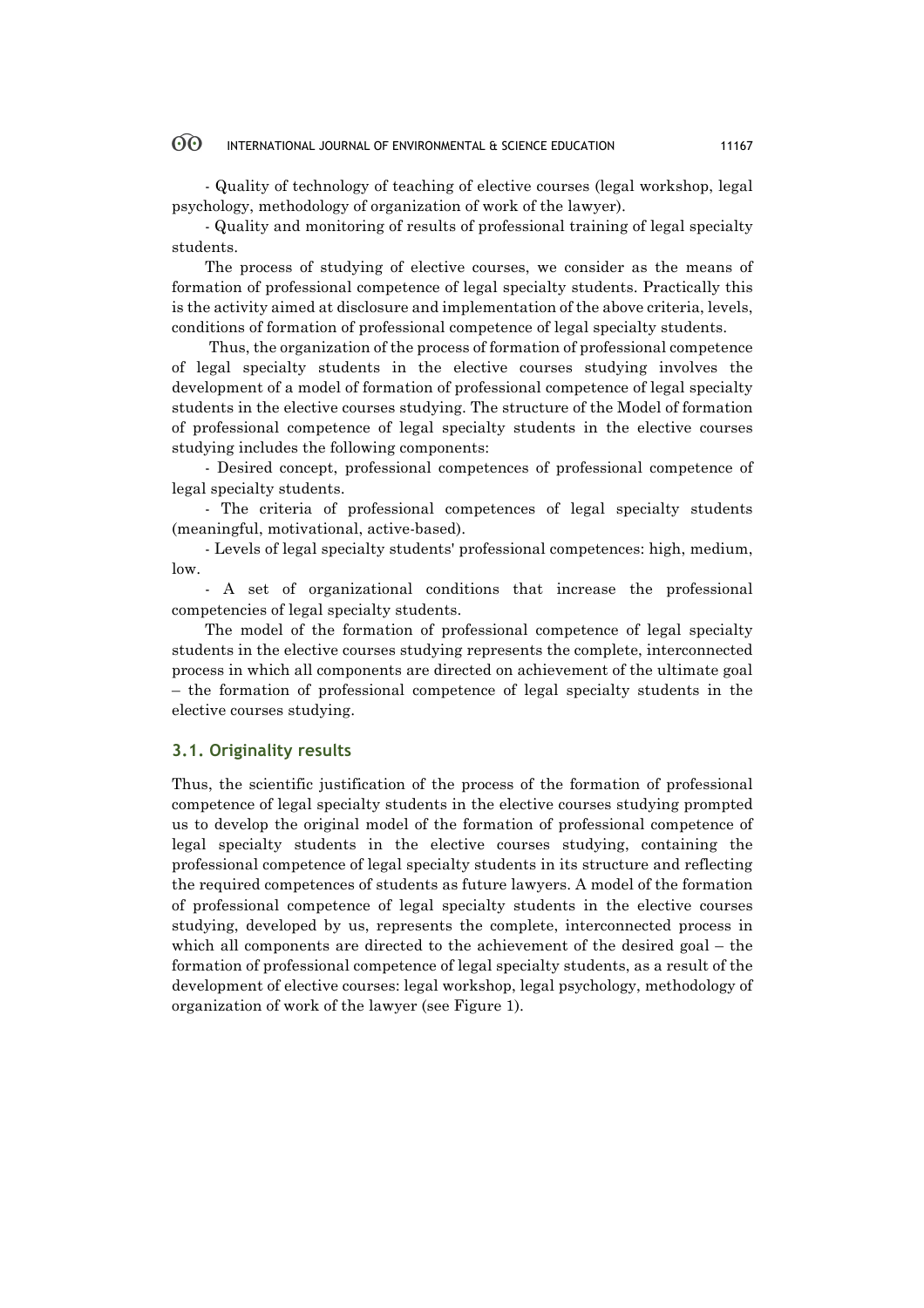- Quality of technology of teaching of elective courses (legal workshop, legal psychology, methodology of organization of work of the lawyer).

- Quality and monitoring of results of professional training of legal specialty students.

The process of studying of elective courses, we consider as the means of formation of professional competence of legal specialty students. Practically this is the activity aimed at disclosure and implementation of the above criteria, levels, conditions of formation of professional competence of legal specialty students.

Thus, the organization of the process of formation of professional competence of legal specialty students in the elective courses studying involves the development of a model of formation of professional competence of legal specialty students in the elective courses studying. The structure of the Model of formation of professional competence of legal specialty students in the elective courses studying includes the following components:

- Desired concept, professional competences of professional competence of legal specialty students.

- The criteria of professional competences of legal specialty students (meaningful, motivational, active-based).

- Levels of legal specialty students' professional competences: high, medium, low.

- A set of organizational conditions that increase the professional competencies of legal specialty students.

The model of the formation of professional competence of legal specialty students in the elective courses studying represents the complete, interconnected process in which all components are directed on achievement of the ultimate goal – the formation of professional competence of legal specialty students in the elective courses studying.

### 3.1. Originality results

Thus, the scientific justification of the process of the formation of professional competence of legal specialty students in the elective courses studying prompted us to develop the original model of the formation of professional competence of legal specialty students in the elective courses studying, containing the professional competence of legal specialty students in its structure and reflecting the required competences of students as future lawyers. A model of the formation of professional competence of legal specialty students in the elective courses studying, developed by us, represents the complete, interconnected process in which all components are directed to the achievement of the desired goal – the formation of professional competence of legal specialty students, as a result of the development of elective courses: legal workshop, legal psychology, methodology of organization of work of the lawyer (see Figure 1).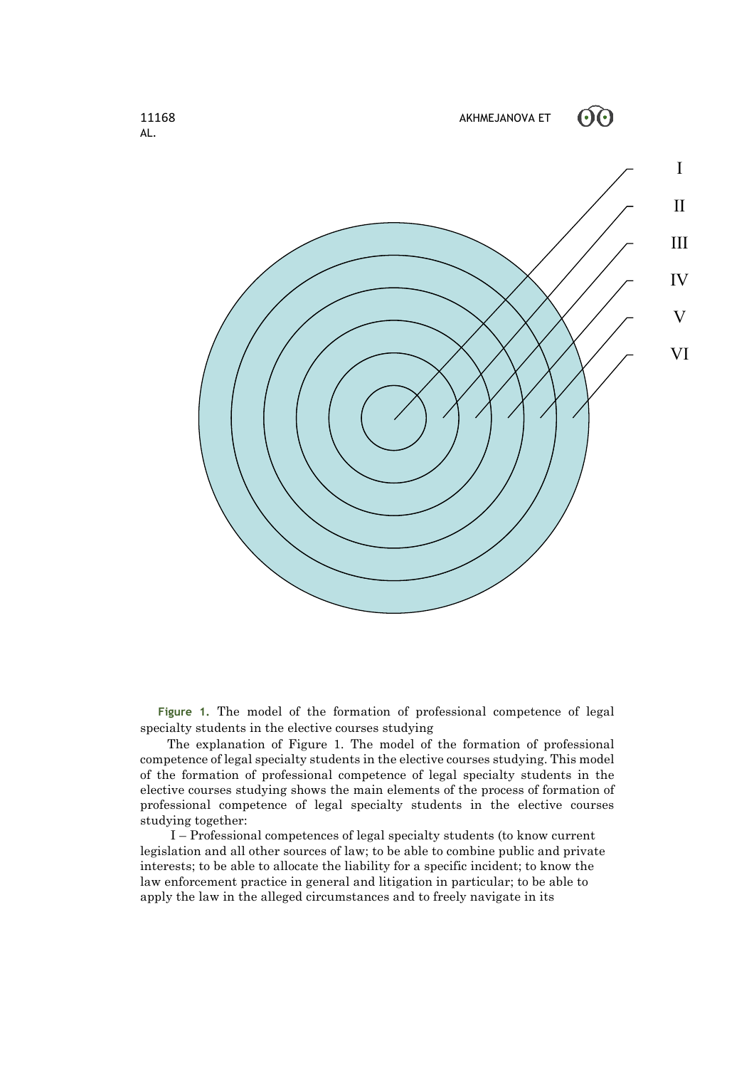**Figure 1.** The model of the formation of professional competence of legal specialty students in the elective courses studying

The explanation of Figure 1. The model of the formation of professional competence of legal specialty students in the elective courses studying. This model of the formation of professional competence of legal specialty students in the elective courses studying shows the main elements of the process of formation of professional competence of legal specialty students in the elective courses studying together:

I – Professional competences of legal specialty students (to know current legislation and all other sources of law; to be able to combine public and private interests; to be able to allocate the liability for a specific incident; to know the law enforcement practice in general and litigation in particular; to be able to apply the law in the alleged circumstances and to freely navigate in its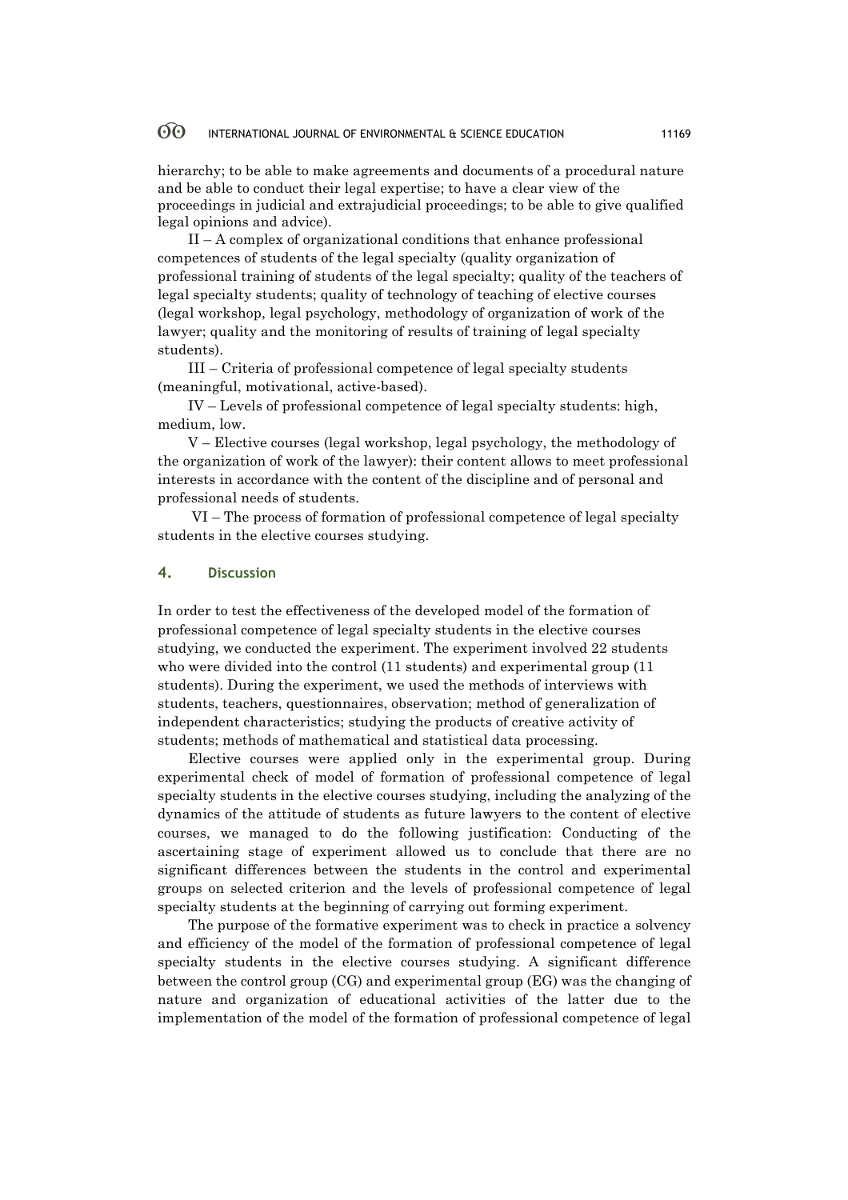hierarchy; to be able to make agreements and documents of a procedural nature and be able to conduct their legal expertise; to have a clear view of the proceedings in judicial and extrajudicial proceedings; to be able to give qualified legal opinions and advice).

II – A complex of organizational conditions that enhance professional competences of students of the legal specialty (quality organization of professional training of students of the legal specialty; quality of the teachers of legal specialty students; quality of technology of teaching of elective courses (legal workshop, legal psychology, methodology of organization of work of the lawyer; quality and the monitoring of results of training of legal specialty students).

III – Criteria of professional competence of legal specialty students (meaningful, motivational, active-based).

IV – Levels of professional competence of legal specialty students: high, medium, low.

V – Elective courses (legal workshop, legal psychology, the methodology of the organization of work of the lawyer): their content allows to meet professional interests in accordance with the content of the discipline and of personal and professional needs of students.

VI – The process of formation of professional competence of legal specialty students in the elective courses studying.

## 4. Discussion

In order to test the effectiveness of the developed model of the formation of professional competence of legal specialty students in the elective courses studying, we conducted the experiment. The experiment involved 22 students who were divided into the control (11 students) and experimental group (11 students). During the experiment, we used the methods of interviews with students, teachers, questionnaires, observation; method of generalization of independent characteristics; studying the products of creative activity of students; methods of mathematical and statistical data processing.

Elective courses were applied only in the experimental group. During experimental check of model of formation of professional competence of legal specialty students in the elective courses studying, including the analyzing of the dynamics of the attitude of students as future lawyers to the content of elective courses, we managed to do the following justification: Conducting of the ascertaining stage of experiment allowed us to conclude that there are no significant differences between the students in the control and experimental groups on selected criterion and the levels of professional competence of legal specialty students at the beginning of carrying out forming experiment.

The purpose of the formative experiment was to check in practice a solvency and efficiency of the model of the formation of professional competence of legal specialty students in the elective courses studying. A significant difference between the control group (CG) and experimental group (EG) was the changing of nature and organization of educational activities of the latter due to the implementation of the model of the formation of professional competence of legal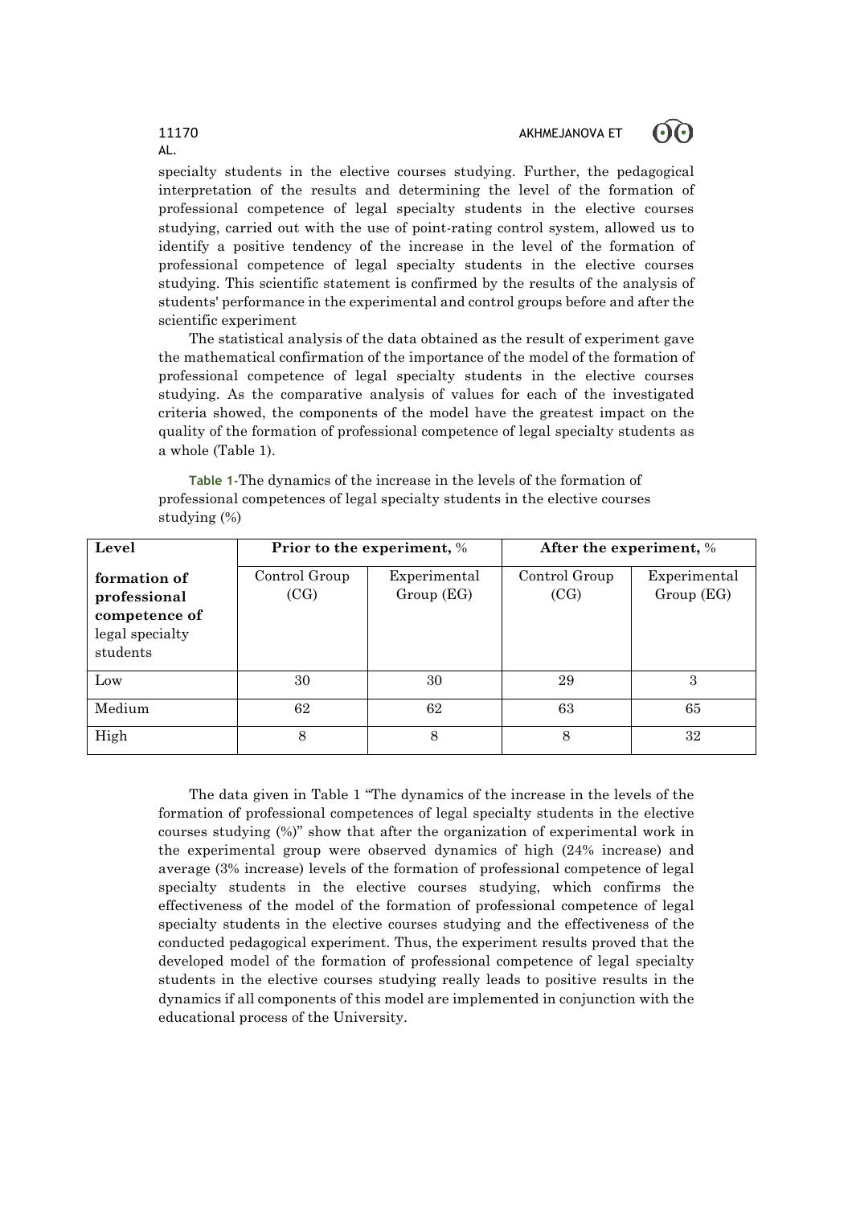specialty students in the elective courses studying. Further, the pedagogical interpretation of the results and determining the level of the formation of professional competence of legal specialty students in the elective courses studying, carried out with the use of point-rating control system, allowed us to identify a positive tendency of the increase in the level of the formation of professional competence of legal specialty students in the elective courses studying. This scientific statement is confirmed by the results of the analysis of students' performance in the experimental and control groups before and after the scientific experiment

The statistical analysis of the data obtained as the result of experiment gave the mathematical confirmation of the importance of the model of the formation of professional competence of legal specialty students in the elective courses studying. As the comparative analysis of values for each of the investigated criteria showed, the components of the model have the greatest impact on the quality of the formation of professional competence of legal specialty students as a whole (Table 1).

**Table 1**-The dynamics of the increase in the levels of the formation of professional competences of legal specialty students in the elective courses studying (%)

| **Level** | **Prior to the experiment,** % | | **After the experiment,** % | |
|---|---|---|---|---|
| **formation of professional competence of** legal specialty students | Control Group (CG) | Experimental Group (EG) | Control Group (CG) | Experimental Group (EG) |
| Low | 30 | 30 | 29 | 3 |
| Medium | 62 | 62 | 63 | 65 |
| High | 8 | 8 | 8 | 32 |

The data given in Table 1 "The dynamics of the increase in the levels of the formation of professional competences of legal specialty students in the elective courses studying (%)" show that after the organization of experimental work in the experimental group were observed dynamics of high (24% increase) and average (3% increase) levels of the formation of professional competence of legal specialty students in the elective courses studying, which confirms the effectiveness of the model of the formation of professional competence of legal specialty students in the elective courses studying and the effectiveness of the conducted pedagogical experiment. Thus, the experiment results proved that the developed model of the formation of professional competence of legal specialty students in the elective courses studying really leads to positive results in the dynamics if all components of this model are implemented in conjunction with the educational process of the University.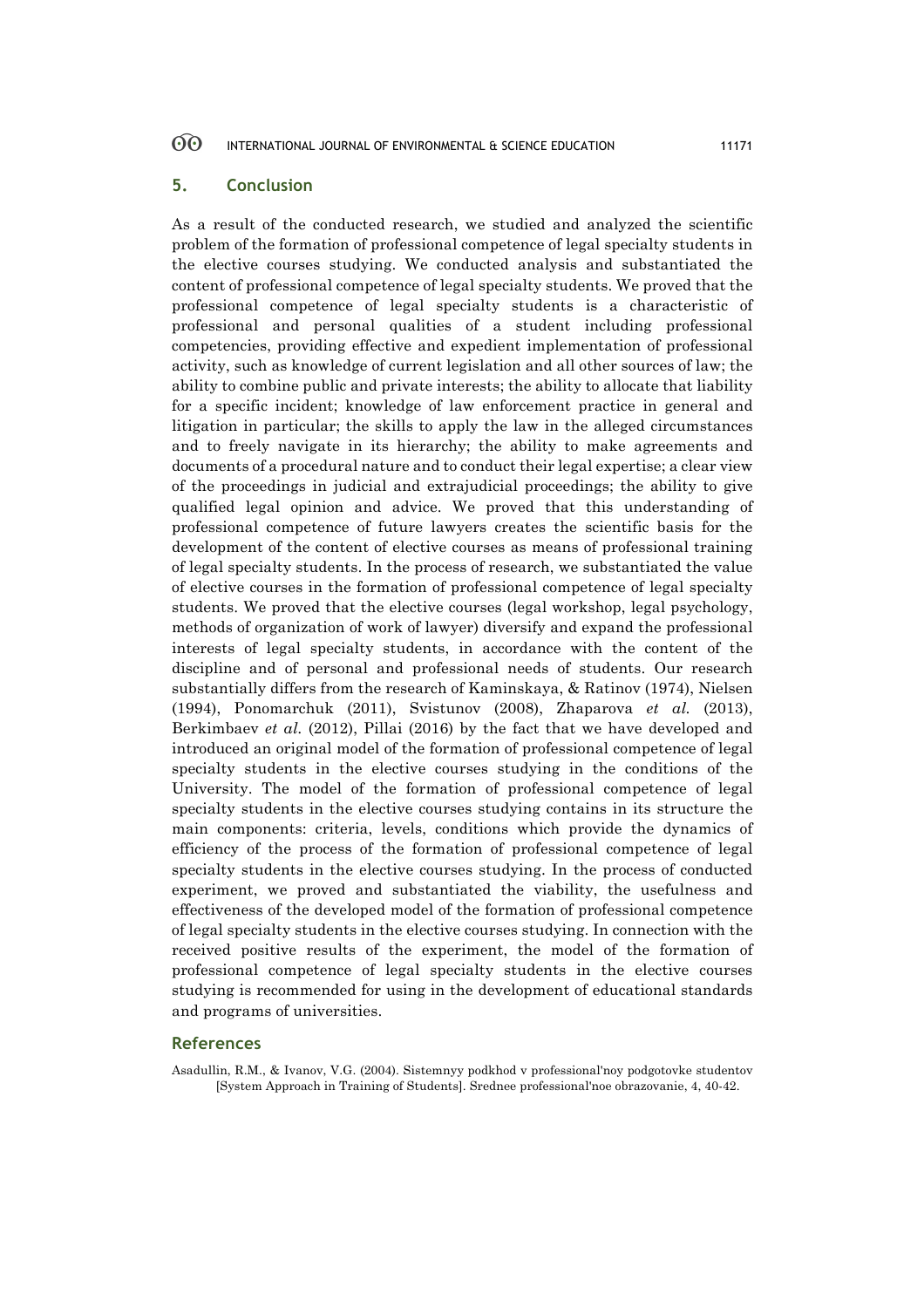## 5. Conclusion

As a result of the conducted research, we studied and analyzed the scientific problem of the formation of professional competence of legal specialty students in the elective courses studying. We conducted analysis and substantiated the content of professional competence of legal specialty students. We proved that the professional competence of legal specialty students is a characteristic of professional and personal qualities of a student including professional competencies, providing effective and expedient implementation of professional activity, such as knowledge of current legislation and all other sources of law; the ability to combine public and private interests; the ability to allocate that liability for a specific incident; knowledge of law enforcement practice in general and litigation in particular; the skills to apply the law in the alleged circumstances and to freely navigate in its hierarchy; the ability to make agreements and documents of a procedural nature and to conduct their legal expertise; a clear view of the proceedings in judicial and extrajudicial proceedings; the ability to give qualified legal opinion and advice. We proved that this understanding of professional competence of future lawyers creates the scientific basis for the development of the content of elective courses as means of professional training of legal specialty students. In the process of research, we substantiated the value of elective courses in the formation of professional competence of legal specialty students. We proved that the elective courses (legal workshop, legal psychology, methods of organization of work of lawyer) diversify and expand the professional interests of legal specialty students, in accordance with the content of the discipline and of personal and professional needs of students. Our research substantially differs from the research of Kaminskaya, & Ratinov (1974), Nielsen (1994), Ponomarchuk (2011), Svistunov (2008), Zhaparova *et al.* (2013), Berkimbaev *et al.* (2012), Pillai (2016) by the fact that we have developed and introduced an original model of the formation of professional competence of legal specialty students in the elective courses studying in the conditions of the University. The model of the formation of professional competence of legal specialty students in the elective courses studying contains in its structure the main components: criteria, levels, conditions which provide the dynamics of efficiency of the process of the formation of professional competence of legal specialty students in the elective courses studying. In the process of conducted experiment, we proved and substantiated the viability, the usefulness and effectiveness of the developed model of the formation of professional competence of legal specialty students in the elective courses studying. In connection with the received positive results of the experiment, the model of the formation of professional competence of legal specialty students in the elective courses studying is recommended for using in the development of educational standards and programs of universities.

## References

Asadullin, R.M., & Ivanov, V.G. (2004). Sistemnyy podkhod v professional'noy podgotovke studentov [System Approach in Training of Students]. Srednee professional'noe obrazovanie, 4, 40-42.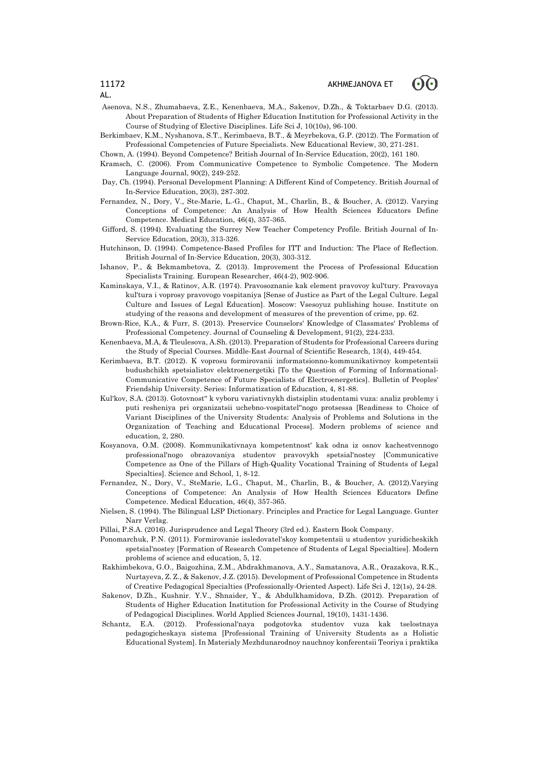Asenova, N.S., Zhumabaeva, Z.E., Kenenbaeva, M.A., Sakenov, D.Zh., & Toktarbaev D.G. (2013). About Preparation of Students of Higher Education Institution for Professional Activity in the Course of Studying of Elective Disciplines. Life Sci J, 10(10s), 96-100.

Berkimbaev, K.M., Nyshanova, S.T., Kerimbaeva, B.T., & Meyrbekova, G.P. (2012). The Formation of Professional Competencies of Future Specialists. New Educational Review, 30, 271-281.

Chown, A. (1994). Beyond Competence? British Journal of In-Service Education, 20(2), 161 180.

Kramsch, C. (2006). From Communicative Competence to Symbolic Competence. The Modern Language Journal, 90(2), 249-252.

Day, Ch. (1994). Personal Development Planning: A Different Kind of Competency. British Journal of In-Service Education, 20(3), 287-302.

Fernandez, N., Dory, V., Ste-Marie, L.-G., Chaput, M., Charlin, B., & Boucher, A. (2012). Varying Conceptions of Competence: An Analysis of How Health Sciences Educators Define Competence. Medical Education, 46(4), 357-365.

Gifford, S. (1994). Evaluating the Surrey New Teacher Competency Profile. British Journal of In-Service Education, 20(3), 313-326.

Hutchinson, D. (1994). Competence-Based Profiles for ITT and Induction: The Place of Reflection. British Journal of In-Service Education, 20(3), 303-312.

Ishanov, P., & Bekmambetova, Z. (2013). Improvement the Process of Professional Education Specialists Training. European Researcher, 46(4-2), 902-906.

Kaminskaya, V.I., & Ratinov, A.R. (1974). Pravosoznanie kak element pravovoy kul'tury. Pravovaya kul'tura i voprosy pravovogo vospitaniya [Sense of Justice as Part of the Legal Culture. Legal Culture and Issues of Legal Education]. Moscow: Vsesoyuz publishing house. Institute on studying of the reasons and development of measures of the prevention of crime, pp. 62.

Brown-Rice, K.A., & Furr, S. (2013). Preservice Counselors' Knowledge of Classmates' Problems of Professional Competency. Journal of Counseling & Development, 91(2), 224-233.

Kenenbaeva, M.A, & Tleulesova, A.Sh. (2013). Preparation of Students for Professional Careers during the Study of Special Courses. Middle-East Journal of Scientific Research, 13(4), 449-454.

Kerimbaeva, B.T. (2012). K voprosu formirovanii informatsionno-kommunikativnoy kompetentsii budushchikh spetsialistov elektroenergetiki [To the Question of Forming of Informational-Communicative Competence of Future Specialists of Electroenergetics]. Bulletin of Peoples' Friendship University. Series: Informatization of Education, 4, 81-88.

Kul'kov, S.A. (2013). Gotovnost'' k vyboru variativnykh distsiplin studentami vuza: analiz problemy i puti resheniya pri organizatsii uchebno-vospitatel"nogo protsessa [Readiness to Choice of Variant Disciplines of the University Students: Analysis of Problems and Solutions in the Organization of Teaching and Educational Process]. Modern problems of science and education, 2, 280.

Kosyanova, O.M. (2008). Kommunikativnaya kompetentnost' kak odna iz osnov kachestvennogo professional'nogo obrazovaniya studentov pravovykh spetsial'nostey [Communicative Competence as One of the Pillars of High-Quality Vocational Training of Students of Legal Specialties]. Science and School, 1, 8-12.

Fernandez, N., Dory, V., SteMarie, L.G., Chaput, M., Charlin, B., & Boucher, A. (2012).Varying Conceptions of Competence: An Analysis of How Health Sciences Educators Define Competence. Medical Education, 46(4), 357-365.

Nielsen, S. (1994). The Bilingual LSP Dictionary. Principles and Practice for Legal Language. Gunter Narr Verlag.

Pillai, P.S.A. (2016). Jurisprudence and Legal Theory (3rd ed.). Eastern Book Company.

Ponomarchuk, P.N. (2011). Formirovanie issledovatel'skoy kompetentsii u studentov yuridicheskikh spetsial'nostey [Formation of Research Competence of Students of Legal Specialties]. Modern problems of science and education, 5, 12.

Rakhimbekova, G.O., Baigozhina, Z.M., Abdrakhmanova, A.Y., Samatanova, A.R., Orazakova, R.K., Nurtayeva, Z. Z., & Sakenov, J.Z. (2015). Development of Professional Competence in Students of Creative Pedagogical Specialties (Professionally-Oriented Aspect). Life Sci J, 12(1s), 24-28.

Sakenov, D.Zh., Kushnir. Y.V., Shnaider, Y., & Abdulkhamidova, D.Zh. (2012). Preparation of Students of Higher Education Institution for Professional Activity in the Course of Studying of Pedagogical Disciplines. World Applied Sciences Journal, 19(10), 1431-1436.

Schantz, E.A. (2012). Professional'naya podgotovka studentov vuza kak tselostnaya pedagogicheskaya sistema [Professional Training of University Students as a Holistic Educational System]. In Materialy Mezhdunarodnoy nauchnoy konferentsii Teoriya i praktika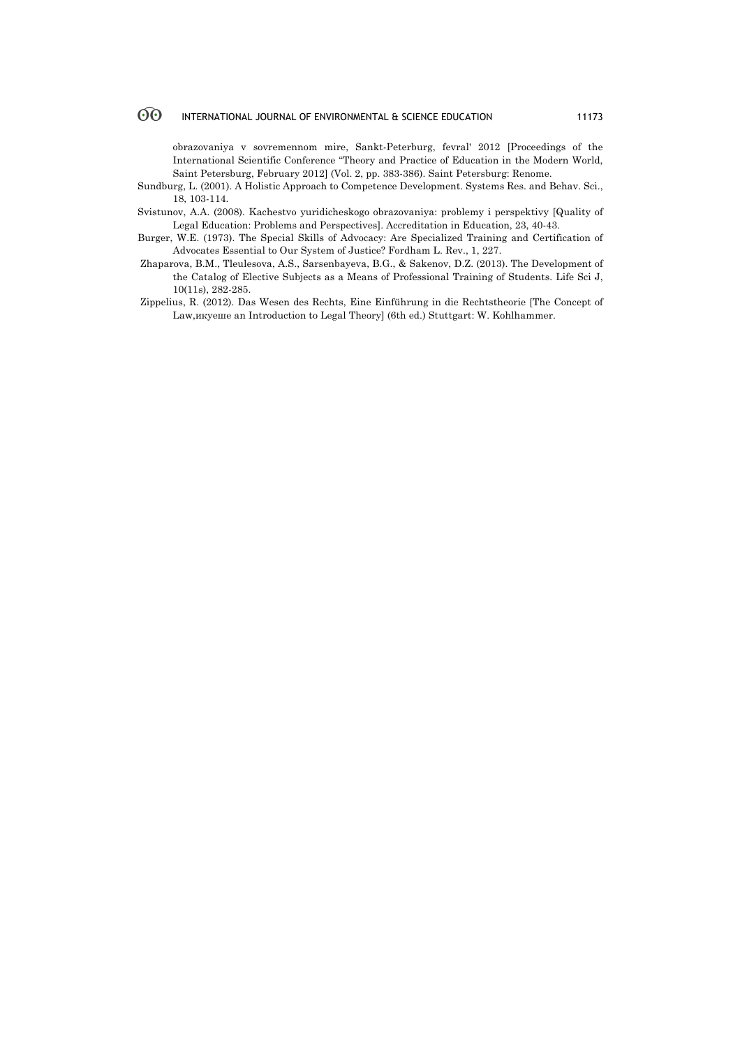obrazovaniya v sovremennom mire, Sankt-Peterburg, fevral' 2012 [Proceedings of the International Scientific Conference "Theory and Practice of Education in the Modern World, Saint Petersburg, February 2012] (Vol. 2, pp. 383-386). Saint Petersburg: Renome.

Sundburg, L. (2001). A Holistic Approach to Competence Development. Systems Res. and Behav. Sci., 18, 103-114.

Svistunov, A.A. (2008). Kachestvo yuridicheskogo obrazovaniya: problemy i perspektivy [Quality of Legal Education: Problems and Perspectives]. Accreditation in Education, 23, 40-43.

Burger, W.E. (1973). The Special Skills of Advocacy: Are Specialized Training and Certification of Advocates Essential to Our System of Justice? Fordham L. Rev., 1, 227.

Zhaparova, B.M., Tleulesova, A.S., Sarsenbayeva, B.G., & Sakenov, D.Z. (2013). The Development of the Catalog of Elective Subjects as a Means of Professional Training of Students. Life Sci J, 10(11s), 282-285.

Zippelius, R. (2012). Das Wesen des Rechts, Eine Einführung in die Rechtstheorie [The Concept of Law,икуеше an Introduction to Legal Theory] (6th ed.) Stuttgart: W. Kohlhammer.